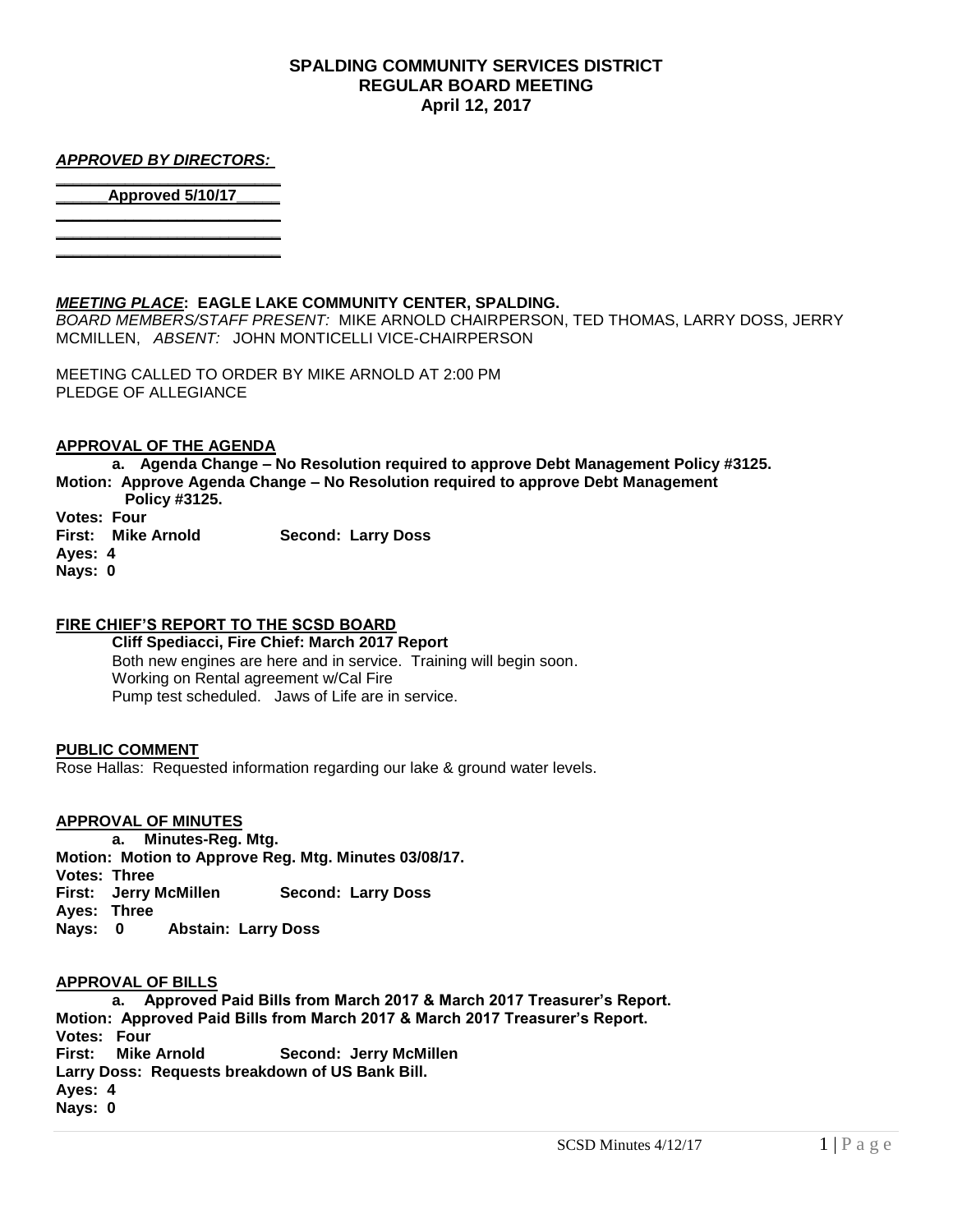**SPALDING COMMUNITY SERVICES DISTRICT**
**REGULAR BOARD MEETING**
**April 12, 2017**

***APPROVED BY DIRECTORS:***

**______Approved 5/10/17_____**

***MEETING PLACE*: EAGLE LAKE COMMUNITY CENTER, SPALDING.**
*BOARD MEMBERS/STAFF PRESENT:* MIKE ARNOLD CHAIRPERSON, TED THOMAS, LARRY DOSS, JERRY MCMILLEN, *ABSENT:* JOHN MONTICELLI VICE-CHAIRPERSON

MEETING CALLED TO ORDER BY MIKE ARNOLD AT 2:00 PM
PLEDGE OF ALLEGIANCE

**APPROVAL OF THE AGENDA**

**a. Agenda Change – No Resolution required to approve Debt Management Policy #3125.**
**Motion: Approve Agenda Change – No Resolution required to approve Debt Management Policy #3125.**
**Votes: Four**
**First: Mike Arnold Second: Larry Doss**
**Ayes: 4**
**Nays: 0**

**FIRE CHIEF'S REPORT TO THE SCSD BOARD**

**Cliff Spediacci, Fire Chief: March 2017 Report**
Both new engines are here and in service. Training will begin soon.
Working on Rental agreement w/Cal Fire
Pump test scheduled. Jaws of Life are in service.

**PUBLIC COMMENT**

Rose Hallas: Requested information regarding our lake & ground water levels.

**APPROVAL OF MINUTES**

**a. Minutes-Reg. Mtg.**
**Motion: Motion to Approve Reg. Mtg. Minutes 03/08/17.**
**Votes: Three**
**First: Jerry McMillen Second: Larry Doss**
**Ayes: Three**
**Nays: 0 Abstain: Larry Doss**

**APPROVAL OF BILLS**

**a. Approved Paid Bills from March 2017 & March 2017 Treasurer's Report.**
**Motion: Approved Paid Bills from March 2017 & March 2017 Treasurer's Report.**
**Votes: Four**
**First: Mike Arnold Second: Jerry McMillen**
**Larry Doss: Requests breakdown of US Bank Bill.**
**Ayes: 4**
**Nays: 0**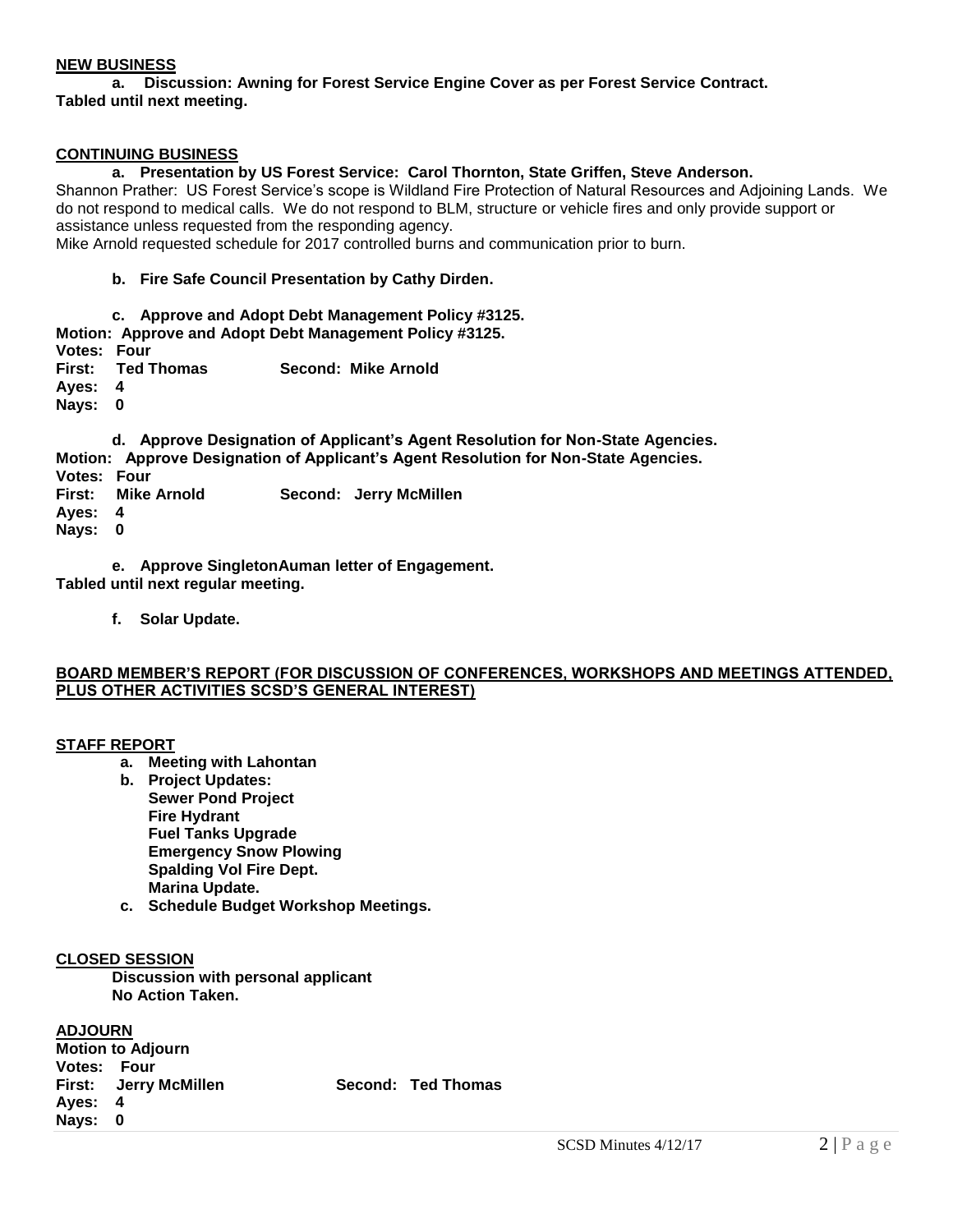**NEW BUSINESS**

**a. Discussion: Awning for Forest Service Engine Cover as per Forest Service Contract.**
**Tabled until next meeting.**

**CONTINUING BUSINESS**

**a. Presentation by US Forest Service: Carol Thornton, State Griffen, Steve Anderson.**

Shannon Prather: US Forest Service's scope is Wildland Fire Protection of Natural Resources and Adjoining Lands. We do not respond to medical calls. We do not respond to BLM, structure or vehicle fires and only provide support or assistance unless requested from the responding agency.

Mike Arnold requested schedule for 2017 controlled burns and communication prior to burn.

**b. Fire Safe Council Presentation by Cathy Dirden.**

**c. Approve and Adopt Debt Management Policy #3125.**

**Motion: Approve and Adopt Debt Management Policy #3125.**
**Votes: Four**
**First: Ted Thomas Second: Mike Arnold**
**Ayes: 4**
**Nays: 0**

**d. Approve Designation of Applicant's Agent Resolution for Non-State Agencies.**

**Motion: Approve Designation of Applicant's Agent Resolution for Non-State Agencies.**
**Votes: Four**
**First: Mike Arnold Second: Jerry McMillen**
**Ayes: 4**
**Nays: 0**

**e. Approve SingletonAuman letter of Engagement.**
**Tabled until next regular meeting.**

**f. Solar Update.**

**BOARD MEMBER'S REPORT (FOR DISCUSSION OF CONFERENCES, WORKSHOPS AND MEETINGS ATTENDED, PLUS OTHER ACTIVITIES SCSD'S GENERAL INTEREST)**

**STAFF REPORT**

- **a. Meeting with Lahontan**
- **b. Project Updates:**
  - **Sewer Pond Project**
  - **Fire Hydrant**
  - **Fuel Tanks Upgrade**
  - **Emergency Snow Plowing**
  - **Spalding Vol Fire Dept.**
  - **Marina Update.**
- **c. Schedule Budget Workshop Meetings.**

**CLOSED SESSION**

**Discussion with personal applicant**
**No Action Taken.**

**ADJOURN**

**Motion to Adjourn**
**Votes: Four**
**First: Jerry McMillen Second: Ted Thomas**
**Ayes: 4**
**Nays: 0**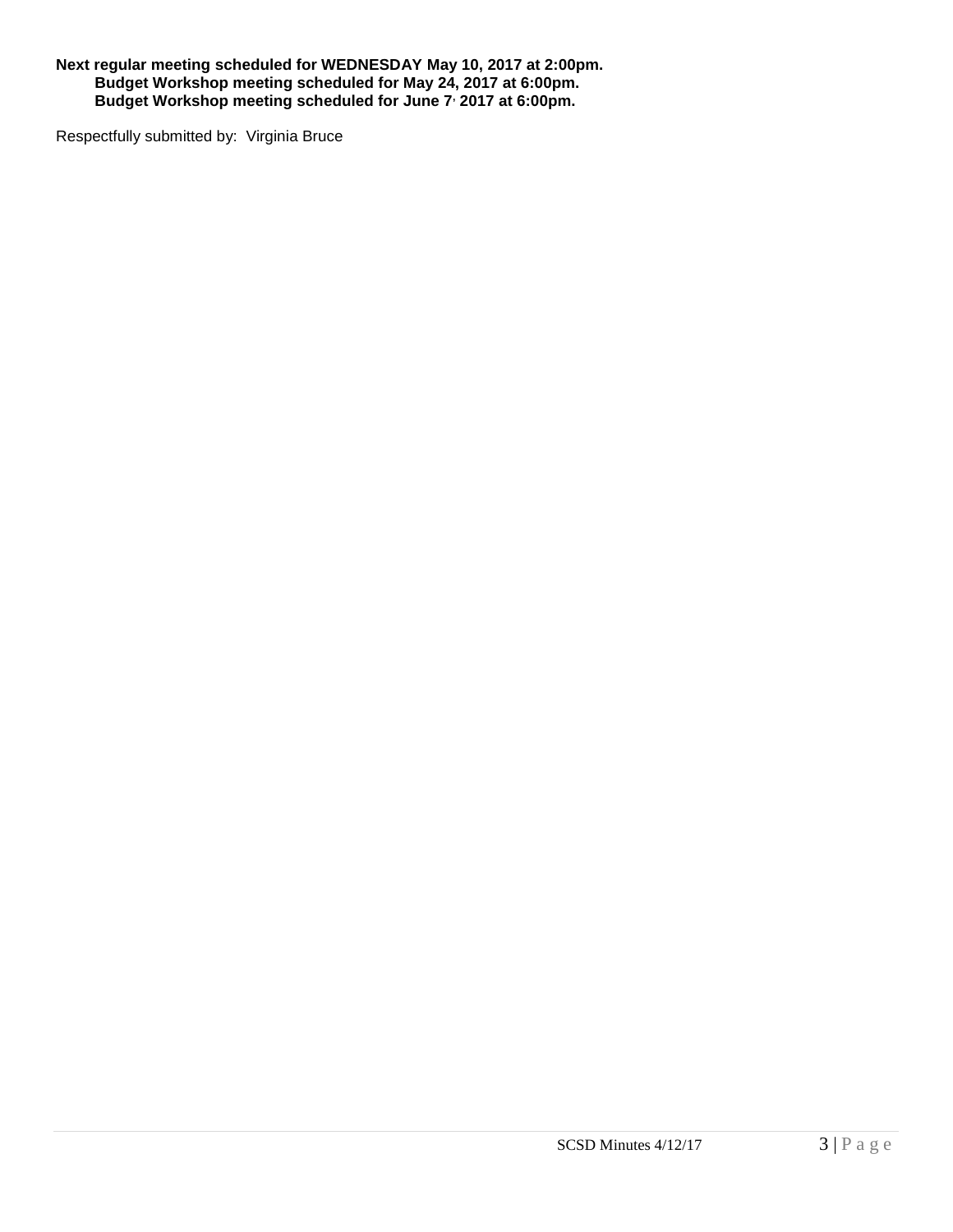**Next regular meeting scheduled for WEDNESDAY May 10, 2017 at 2:00pm.**

**Budget Workshop meeting scheduled for May 24, 2017 at 6:00pm.**

**Budget Workshop meeting scheduled for June 7, 2017 at 6:00pm.**

Respectfully submitted by: Virginia Bruce